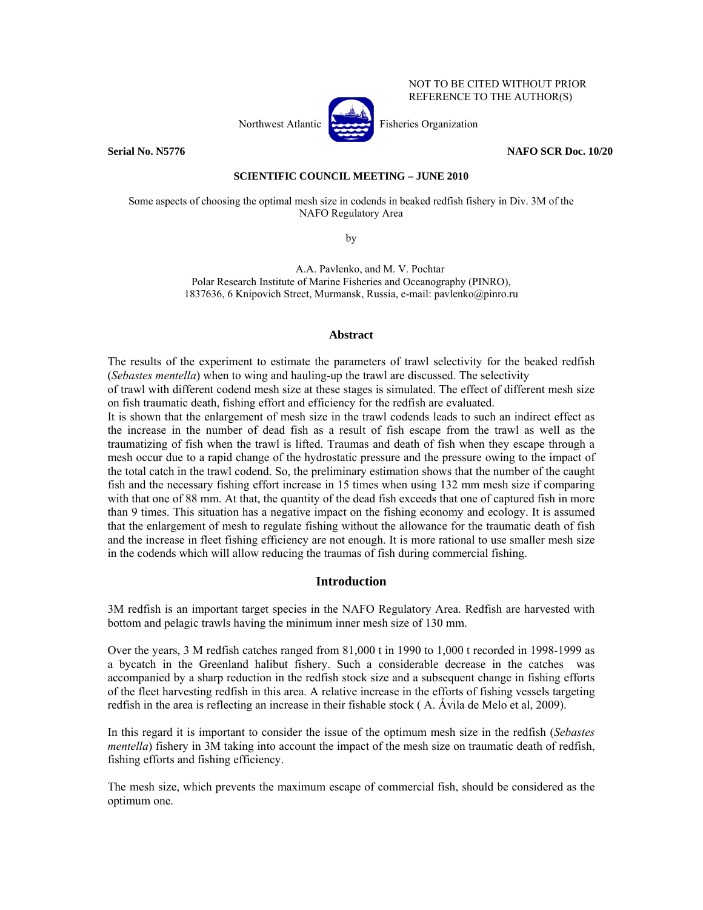NOT TO BE CITED WITHOUT PRIOR REFERENCE TO THE AUTHOR(S)

Northwest Atlantic Fisheries Organization

**Serial No. N5776** **NAFO SCR Doc. 10/20**

**SCIENTIFIC COUNCIL MEETING – JUNE 2010**

Some aspects of choosing the optimal mesh size in codends in beaked redfish fishery in Div. 3M of the NAFO Regulatory Area

by

A.A. Pavlenko, and M. V. Pochtar
Polar Research Institute of Marine Fisheries and Oceanography (PINRO),
1837636, 6 Knipovich Street, Murmansk, Russia, e-mail: pavlenko@pinro.ru

## Abstract

The results of the experiment to estimate the parameters of trawl selectivity for the beaked redfish (*Sebastes mentella*) when to wing and hauling-up the trawl are discussed. The selectivity of trawl with different codend mesh size at these stages is simulated. The effect of different mesh size on fish traumatic death, fishing effort and efficiency for the redfish are evaluated.

It is shown that the enlargement of mesh size in the trawl codends leads to such an indirect effect as the increase in the number of dead fish as a result of fish escape from the trawl as well as the traumatizing of fish when the trawl is lifted. Traumas and death of fish when they escape through a mesh occur due to a rapid change of the hydrostatic pressure and the pressure owing to the impact of the total catch in the trawl codend. So, the preliminary estimation shows that the number of the caught fish and the necessary fishing effort increase in 15 times when using 132 mm mesh size if comparing with that one of 88 mm. At that, the quantity of the dead fish exceeds that one of captured fish in more than 9 times. This situation has a negative impact on the fishing economy and ecology. It is assumed that the enlargement of mesh to regulate fishing without the allowance for the traumatic death of fish and the increase in fleet fishing efficiency are not enough. It is more rational to use smaller mesh size in the codends which will allow reducing the traumas of fish during commercial fishing.

## Introduction

3M redfish is an important target species in the NAFO Regulatory Area. Redfish are harvested with bottom and pelagic trawls having the minimum inner mesh size of 130 mm.

Over the years, 3 M redfish catches ranged from 81,000 t in 1990 to 1,000 t recorded in 1998-1999 as a bycatch in the Greenland halibut fishery. Such a considerable decrease in the catches was accompanied by a sharp reduction in the redfish stock size and a subsequent change in fishing efforts of the fleet harvesting redfish in this area. A relative increase in the efforts of fishing vessels targeting redfish in the area is reflecting an increase in their fishable stock ( A. Ávila de Melo et al, 2009).

In this regard it is important to consider the issue of the optimum mesh size in the redfish (*Sebastes mentella*) fishery in 3M taking into account the impact of the mesh size on traumatic death of redfish, fishing efforts and fishing efficiency.

The mesh size, which prevents the maximum escape of commercial fish, should be considered as the optimum one.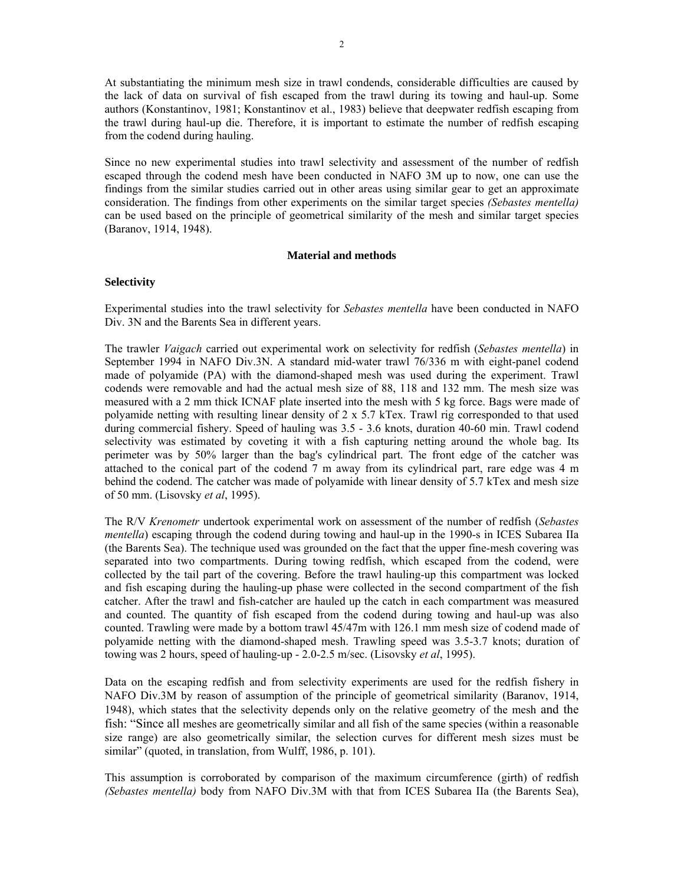At substantiating the minimum mesh size in trawl condends, considerable difficulties are caused by the lack of data on survival of fish escaped from the trawl during its towing and haul-up. Some authors (Konstantinov, 1981; Konstantinov et al., 1983) believe that deepwater redfish escaping from the trawl during haul-up die. Therefore, it is important to estimate the number of redfish escaping from the codend during hauling.

Since no new experimental studies into trawl selectivity and assessment of the number of redfish escaped through the codend mesh have been conducted in NAFO 3M up to now, one can use the findings from the similar studies carried out in other areas using similar gear to get an approximate consideration. The findings from other experiments on the similar target species *(Sebastes mentella)* can be used based on the principle of geometrical similarity of the mesh and similar target species (Baranov, 1914, 1948).

## Material and methods

### Selectivity

Experimental studies into the trawl selectivity for *Sebastes mentella* have been conducted in NAFO Div. 3N and the Barents Sea in different years.

The trawler *Vaigach* carried out experimental work on selectivity for redfish (*Sebastes mentella*) in September 1994 in NAFO Div.3N. A standard mid-water trawl 76/336 m with eight-panel codend made of polyamide (PA) with the diamond-shaped mesh was used during the experiment. Trawl codends were removable and had the actual mesh size of 88, 118 and 132 mm. The mesh size was measured with a 2 mm thick ICNAF plate inserted into the mesh with 5 kg force. Bags were made of polyamide netting with resulting linear density of 2 x 5.7 kTex. Trawl rig corresponded to that used during commercial fishery. Speed of hauling was 3.5 - 3.6 knots, duration 40-60 min. Trawl codend selectivity was estimated by coveting it with a fish capturing netting around the whole bag. Its perimeter was by 50% larger than the bag's cylindrical part. The front edge of the catcher was attached to the conical part of the codend 7 m away from its cylindrical part, rare edge was 4 m behind the codend. The catcher was made of polyamide with linear density of 5.7 kTex and mesh size of 50 mm. (Lisovsky *et al*, 1995).

The R/V *Krenometr* undertook experimental work on assessment of the number of redfish (*Sebastes mentella*) escaping through the codend during towing and haul-up in the 1990-s in ICES Subarea IIa (the Barents Sea). The technique used was grounded on the fact that the upper fine-mesh covering was separated into two compartments. During towing redfish, which escaped from the codend, were collected by the tail part of the covering. Before the trawl hauling-up this compartment was locked and fish escaping during the hauling-up phase were collected in the second compartment of the fish catcher. After the trawl and fish-catcher are hauled up the catch in each compartment was measured and counted. The quantity of fish escaped from the codend during towing and haul-up was also counted. Trawling were made by a bottom trawl 45/47m with 126.1 mm mesh size of codend made of polyamide netting with the diamond-shaped mesh. Trawling speed was 3.5-3.7 knots; duration of towing was 2 hours, speed of hauling-up - 2.0-2.5 m/sec. (Lisovsky *et al*, 1995).

Data on the escaping redfish and from selectivity experiments are used for the redfish fishery in NAFO Div.3M by reason of assumption of the principle of geometrical similarity (Baranov, 1914, 1948), which states that the selectivity depends only on the relative geometry of the mesh and the fish: "Since all meshes are geometrically similar and all fish of the same species (within a reasonable size range) are also geometrically similar, the selection curves for different mesh sizes must be similar" (quoted, in translation, from Wulff, 1986, p. 101).

This assumption is corroborated by comparison of the maximum circumference (girth) of redfish *(Sebastes mentella)* body from NAFO Div.3M with that from ICES Subarea IIa (the Barents Sea),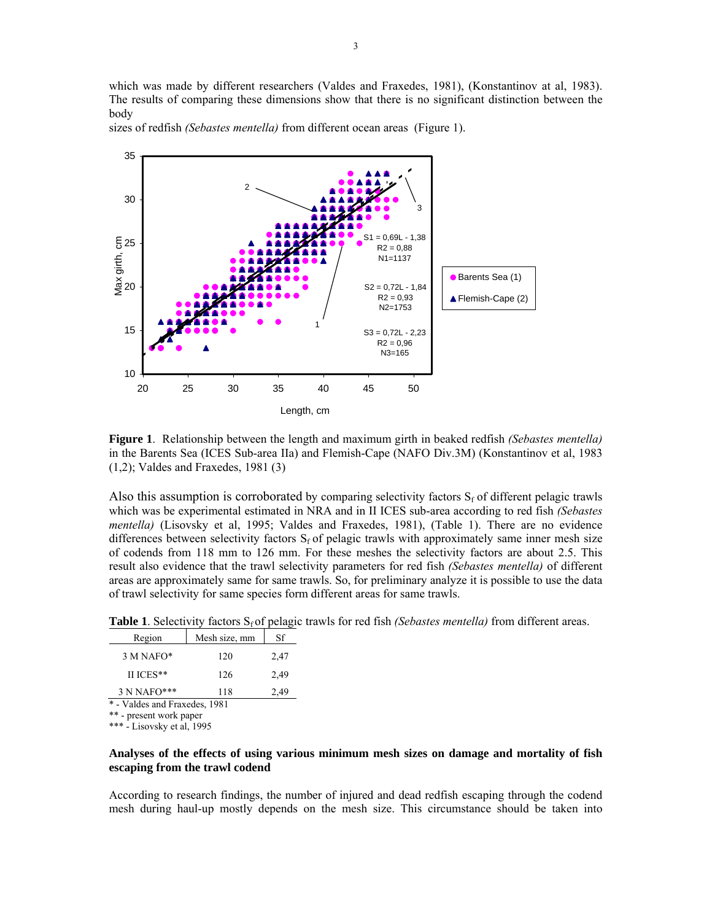which was made by different researchers (Valdes and Fraxedes, 1981), (Konstantinov at al, 1983). The results of comparing these dimensions show that there is no significant distinction between the body
sizes of redfish *(Sebastes mentella)* from different ocean areas (Figure 1).

**Figure 1**. Relationship between the length and maximum girth in beaked redfish *(Sebastes mentella)* in the Barents Sea (ICES Sub-area IIa) and Flemish-Cape (NAFO Div.3M) (Konstantinov et al, 1983 (1,2); Valdes and Fraxedes, 1981 (3)

Also this assumption is corroborated by comparing selectivity factors $S_f$ of different pelagic trawls which was be experimental estimated in NRA and in II ICES sub-area according to red fish *(Sebastes mentella)* (Lisovsky et al, 1995; Valdes and Fraxedes, 1981), (Table 1). There are no evidence differences between selectivity factors $S_f$ of pelagic trawls with approximately same inner mesh size of codends from 118 mm to 126 mm. For these meshes the selectivity factors are about 2.5. This result also evidence that the trawl selectivity parameters for red fish *(Sebastes mentella)* of different areas are approximately same for same trawls. So, for preliminary analyze it is possible to use the data of trawl selectivity for same species form different areas for same trawls.

**Table 1**. Selectivity factors $S_f$ of pelagic trawls for red fish *(Sebastes mentella)* from different areas.

| Region | Mesh size, mm | Sf |
|---|---|---|
| 3 M NAFO* | 120 | 2,47 |
| II ICES** | 126 | 2,49 |
| 3 N NAFO*** | 118 | 2,49 |

\* - Valdes and Fraxedes, 1981
\*\* - present work paper
\*\*\* - Lisovsky et al, 1995

**Analyses of the effects of using various minimum mesh sizes on damage and mortality of fish escaping from the trawl codend**

According to research findings, the number of injured and dead redfish escaping through the codend mesh during haul-up mostly depends on the mesh size. This circumstance should be taken into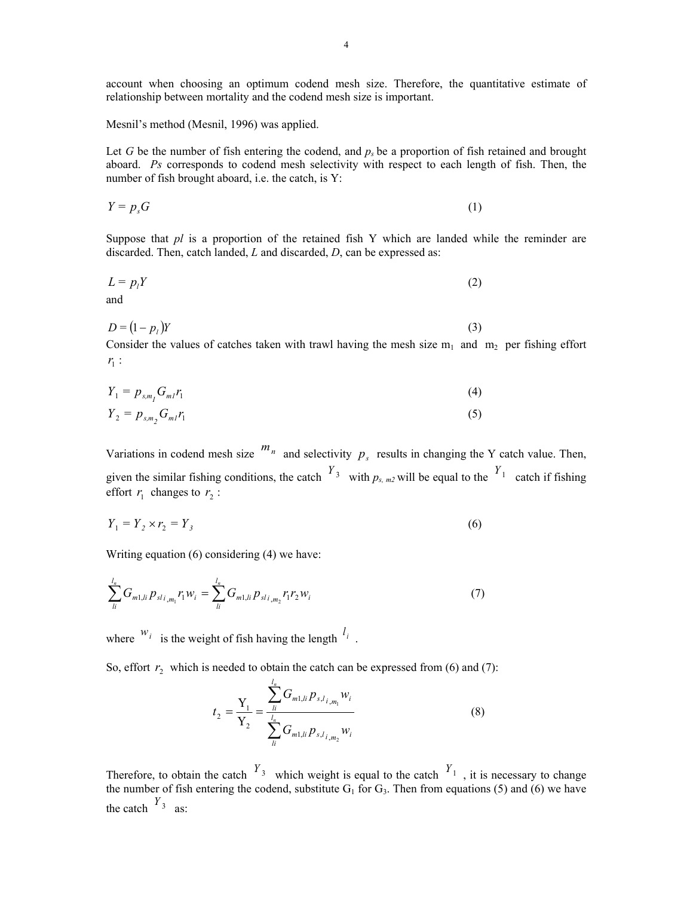account when choosing an optimum codend mesh size. Therefore, the quantitative estimate of relationship between mortality and the codend mesh size is important.

Mesnil's method (Mesnil, 1996) was applied.

Let *G* be the number of fish entering the codend, and $p_s$ be a proportion of fish retained and brought aboard. *Ps* corresponds to codend mesh selectivity with respect to each length of fish. Then, the number of fish brought aboard, i.e. the catch, is Y:

$$Y = p_s G \tag{1}$$

Suppose that *pl* is a proportion of the retained fish Y which are landed while the reminder are discarded. Then, catch landed, *L* and discarded, *D*, can be expressed as:

$$L = p_l Y \tag{2}$$

and

$$D = (1 - p_l)Y \tag{3}$$

Consider the values of catches taken with trawl having the mesh size $m_1$ and $m_2$ per fishing effort $r_1$ :

$$Y_1 = p_{s,m_1} G_{m1} r_1 \tag{4}$$

$$Y_2 = p_{s,m_2} G_{m1} r_1 \tag{5}$$

Variations in codend mesh size $m_n$ and selectivity $p_s$ results in changing the Y catch value. Then, given the similar fishing conditions, the catch $Y_3$ with $p_{s,\, m2}$ will be equal to the $Y_1$ catch if fishing effort $r_1$ changes to $r_2$ :

$$Y_1 = Y_2 \times r_2 = Y_3 \tag{6}$$

Writing equation (6) considering (4) we have:

$$\sum_{li}^{l_n} G_{m1,li} p_{sl\,i,m_1} r_1 w_i = \sum_{li}^{l_n} G_{m1,li} p_{sl\,i,m_2} r_1 r_2 w_i \tag{7}$$

where $w_i$ is the weight of fish having the length $l_i$ .

So, effort $r_2$ which is needed to obtain the catch can be expressed from (6) and (7):

$$t_2 = \frac{\mathrm{Y}_1}{\mathrm{Y}_2} = \frac{\sum_{li}^{l_n} G_{m1,li} p_{s,l\,i,m_1} w_i}{\sum_{li}^{l_n} G_{m1,li} p_{s,l\,i,m_2} w_i} \tag{8}$$

Therefore, to obtain the catch $Y_3$ which weight is equal to the catch $Y_1$ , it is necessary to change the number of fish entering the codend, substitute $G_1$ for $G_3$. Then from equations (5) and (6) we have the catch $Y_3$ as: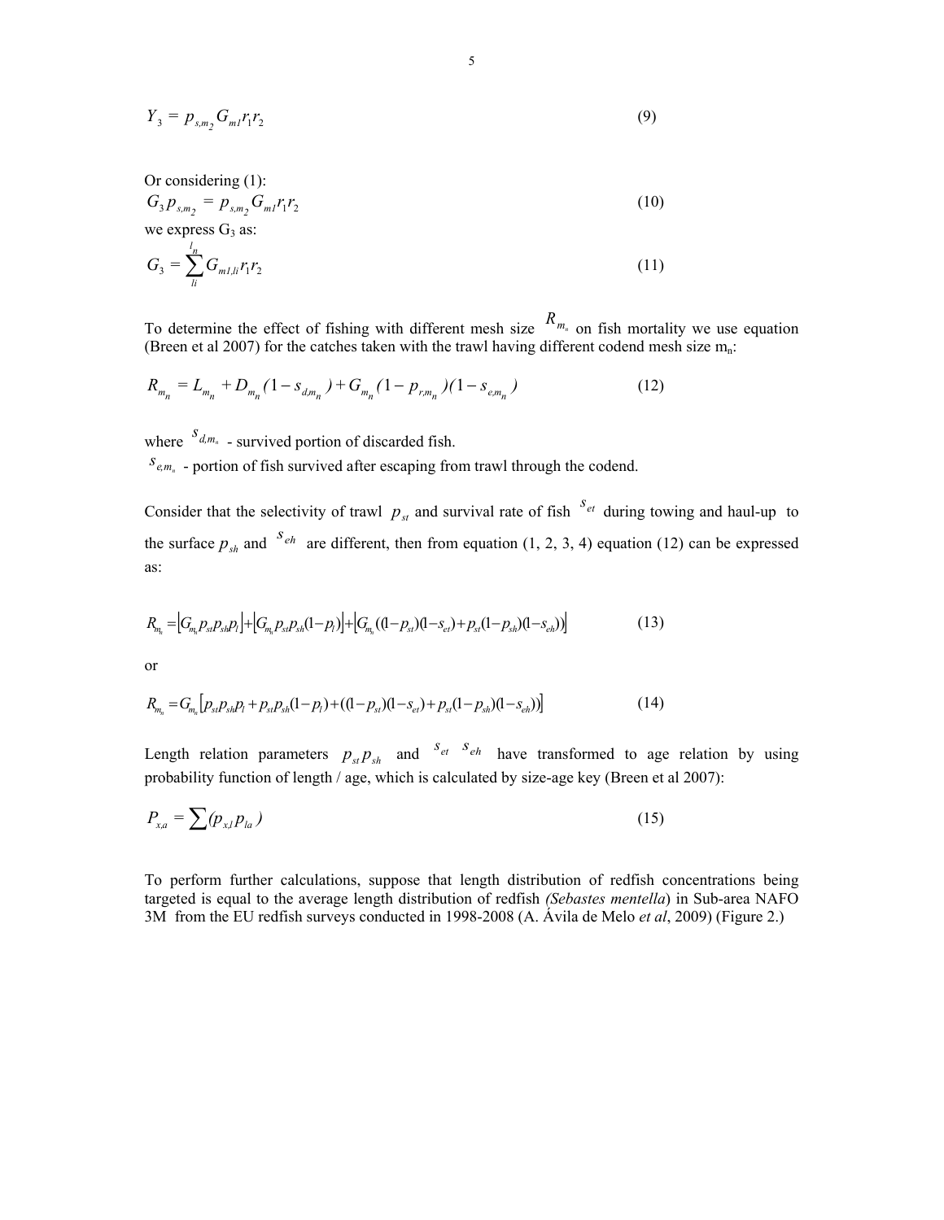$$Y_3 = p_{s,m_2} G_{m1} r_1 r_2 \tag{9}$$

Or considering (1):

$$G_3 p_{s,m_2} = p_{s,m_2} G_{m1} r_1 r_2 \tag{10}$$

we express $G_3$ as:

$$G_3 = \sum_{li}^{l_n} G_{m1,li} r_1 r_2 \tag{11}$$

To determine the effect of fishing with different mesh size $R_{m_n}$ on fish mortality we use equation (Breen et al 2007) for the catches taken with the trawl having different codend mesh size $m_n$:

$$R_{m_n} = L_{m_n} + D_{m_n}(1 - s_{d,m_n}) + G_{m_n}(1 - p_{r,m_n})(1 - s_{e,m_n}) \tag{12}$$

where $s_{d,m_n}$ - survived portion of discarded fish.

$s_{e,m_n}$ - portion of fish survived after escaping from trawl through the codend.

Consider that the selectivity of trawl $p_{st}$ and survival rate of fish $s_{et}$ during towing and haul-up to the surface $p_{sh}$ and $s_{eh}$ are different, then from equation (1, 2, 3, 4) equation (12) can be expressed as:

$$R_{m_n} = \left[G_{m_n} p_{st} p_{sh} p_l\right] + \left[G_{m_n} p_{st} p_{sh}(1-p_l)\right] + \left[G_{m_n}((1-p_{st})(1-s_{et}) + p_{st}(1-p_{sh})(1-s_{eh}))\right] \tag{13}$$

or

$$R_{m_n} = G_{m_n}\left[p_{st} p_{sh} p_l + p_{st} p_{sh}(1-p_l) + ((1-p_{st})(1-s_{et}) + p_{st}(1-p_{sh})(1-s_{eh}))\right] \tag{14}$$

Length relation parameters $p_{st} p_{sh}$ and $s_{et}$ $s_{eh}$ have transformed to age relation by using probability function of length / age, which is calculated by size-age key (Breen et al 2007):

$$P_{x,a} = \sum (p_{x,l} p_{la}) \tag{15}$$

To perform further calculations, suppose that length distribution of redfish concentrations being targeted is equal to the average length distribution of redfish *(Sebastes mentella)* in Sub-area NAFO 3M from the EU redfish surveys conducted in 1998-2008 (A. Ávila de Melo *et al*, 2009) (Figure 2.)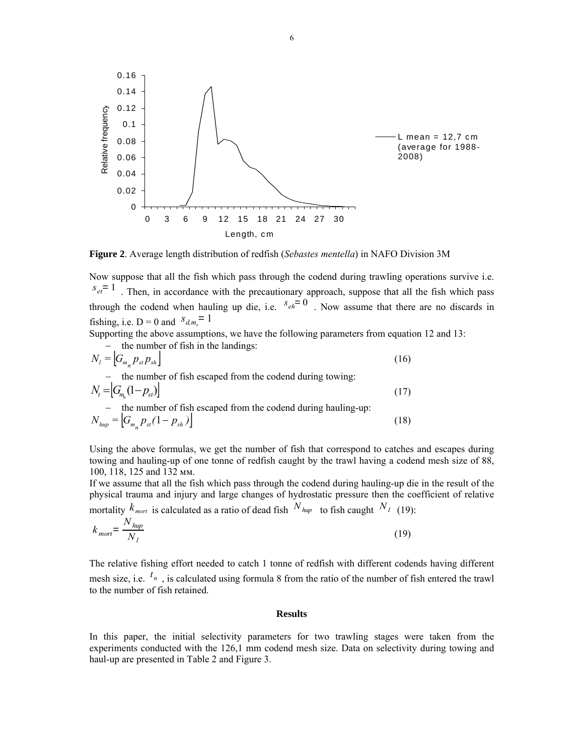**Figure 2**. Average length distribution of redfish (*Sebastes mentella*) in NAFO Division 3M

Now suppose that all the fish which pass through the codend during trawling operations survive i.e. $s_{et}=1$ . Then, in accordance with the precautionary approach, suppose that all the fish which pass through the codend when hauling up die, i.e. $s_{eh}=0$ . Now assume that there are no discards in fishing, i.e. D = 0 and $s_{d,m_n}=1$

Supporting the above assumptions, we have the following parameters from equation 12 and 13:

– the number of fish in the landings:

$$N_l = \lfloor G_{m_n} p_{st} p_{sh} \rfloor \tag{16}$$

– the number of fish escaped from the codend during towing:

$$N_t = \lfloor G_{m_n}(1-p_{st}) \rfloor \tag{17}$$

– the number of fish escaped from the codend during hauling-up:

$$N_{hup} = \lfloor G_{m_n} p_{st}(1-p_{sh}) \rfloor \tag{18}$$

Using the above formulas, we get the number of fish that correspond to catches and escapes during towing and hauling-up of one tonne of redfish caught by the trawl having a codend mesh size of 88, 100, 118, 125 and 132 мм.

If we assume that all the fish which pass through the codend during hauling-up die in the result of the physical trauma and injury and large changes of hydrostatic pressure then the coefficient of relative mortality $k_{mort}$ is calculated as a ratio of dead fish $N_{hup}$ to fish caught $N_l$ (19):

$$k_{mort} = \frac{N_{hup}}{N_l} \tag{19}$$

The relative fishing effort needed to catch 1 tonne of redfish with different codends having different mesh size, i.e. $t_n$ , is calculated using formula 8 from the ratio of the number of fish entered the trawl to the number of fish retained.

## Results

In this paper, the initial selectivity parameters for two trawling stages were taken from the experiments conducted with the 126,1 mm codend mesh size. Data on selectivity during towing and haul-up are presented in Table 2 and Figure 3.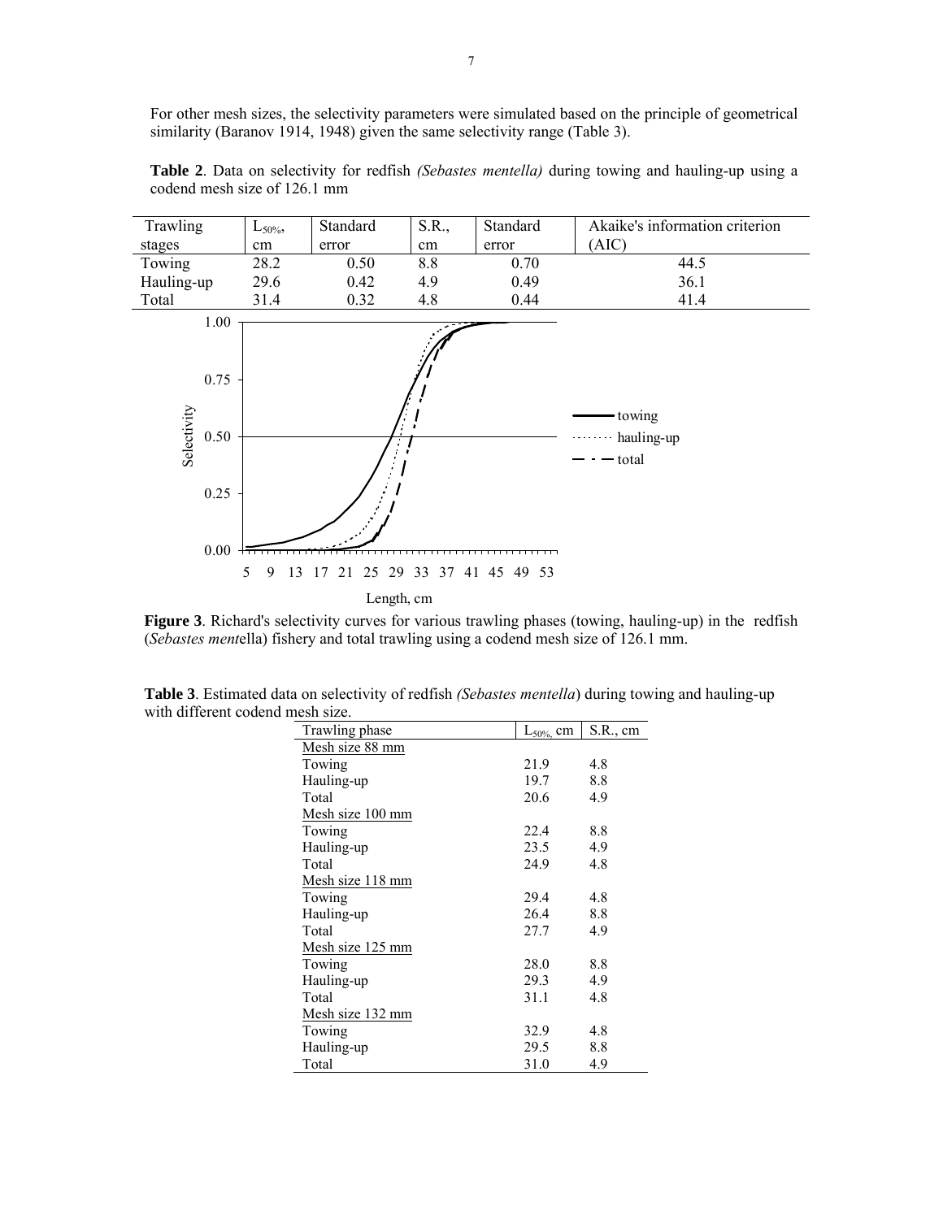For other mesh sizes, the selectivity parameters were simulated based on the principle of geometrical similarity (Baranov 1914, 1948) given the same selectivity range (Table 3).

**Table 2**. Data on selectivity for redfish *(Sebastes mentella)* during towing and hauling-up using a codend mesh size of 126.1 mm

| Trawling stages | $L_{50\%}$, cm | Standard error | S.R., cm | Standard error | Akaike's information criterion (AIC) |
|---|---|---|---|---|---|
| Towing | 28.2 | 0.50 | 8.8 | 0.70 | 44.5 |
| Hauling-up | 29.6 | 0.42 | 4.9 | 0.49 | 36.1 |
| Total | 31.4 | 0.32 | 4.8 | 0.44 | 41.4 |

**Figure 3**. Richard's selectivity curves for various trawling phases (towing, hauling-up) in the redfish (*Sebastes ment*ella) fishery and total trawling using a codend mesh size of 126.1 mm.

**Table 3**. Estimated data on selectivity of redfish *(Sebastes mentella*) during towing and hauling-up with different codend mesh size.

| Trawling phase | $L_{50\%}$, cm | S.R., cm |
|---|---|---|
| Mesh size 88 mm | | |
| Towing | 21.9 | 4.8 |
| Hauling-up | 19.7 | 8.8 |
| Total | 20.6 | 4.9 |
| Mesh size 100 mm | | |
| Towing | 22.4 | 8.8 |
| Hauling-up | 23.5 | 4.9 |
| Total | 24.9 | 4.8 |
| Mesh size 118 mm | | |
| Towing | 29.4 | 4.8 |
| Hauling-up | 26.4 | 8.8 |
| Total | 27.7 | 4.9 |
| Mesh size 125 mm | | |
| Towing | 28.0 | 8.8 |
| Hauling-up | 29.3 | 4.9 |
| Total | 31.1 | 4.8 |
| Mesh size 132 mm | | |
| Towing | 32.9 | 4.8 |
| Hauling-up | 29.5 | 8.8 |
| Total | 31.0 | 4.9 |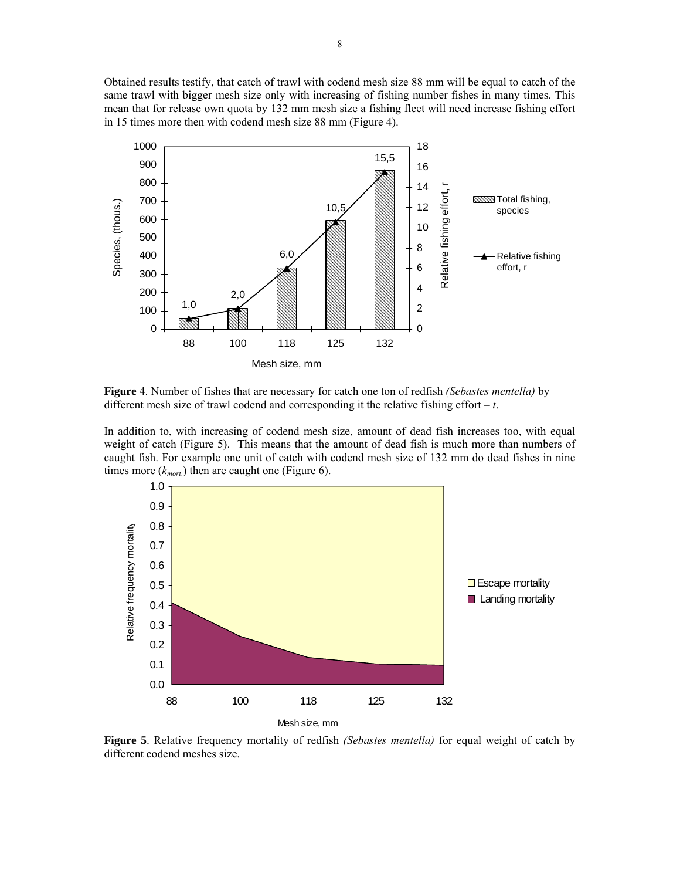Obtained results testify, that catch of trawl with codend mesh size 88 mm will be equal to catch of the same trawl with bigger mesh size only with increasing of fishing number fishes in many times. This mean that for release own quota by 132 mm mesh size a fishing fleet will need increase fishing effort in 15 times more then with codend mesh size 88 mm (Figure 4).

**Figure** 4. Number of fishes that are necessary for catch one ton of redfish *(Sebastes mentella)* by different mesh size of trawl codend and corresponding it the relative fishing effort – *t*.

In addition to, with increasing of codend mesh size, amount of dead fish increases too, with equal weight of catch (Figure 5). This means that the amount of dead fish is much more than numbers of caught fish. For example one unit of catch with codend mesh size of 132 mm do dead fishes in nine times more ($k_{mort.}$) then are caught one (Figure 6).

**Figure 5**. Relative frequency mortality of redfish *(Sebastes mentella)* for equal weight of catch by different codend meshes size.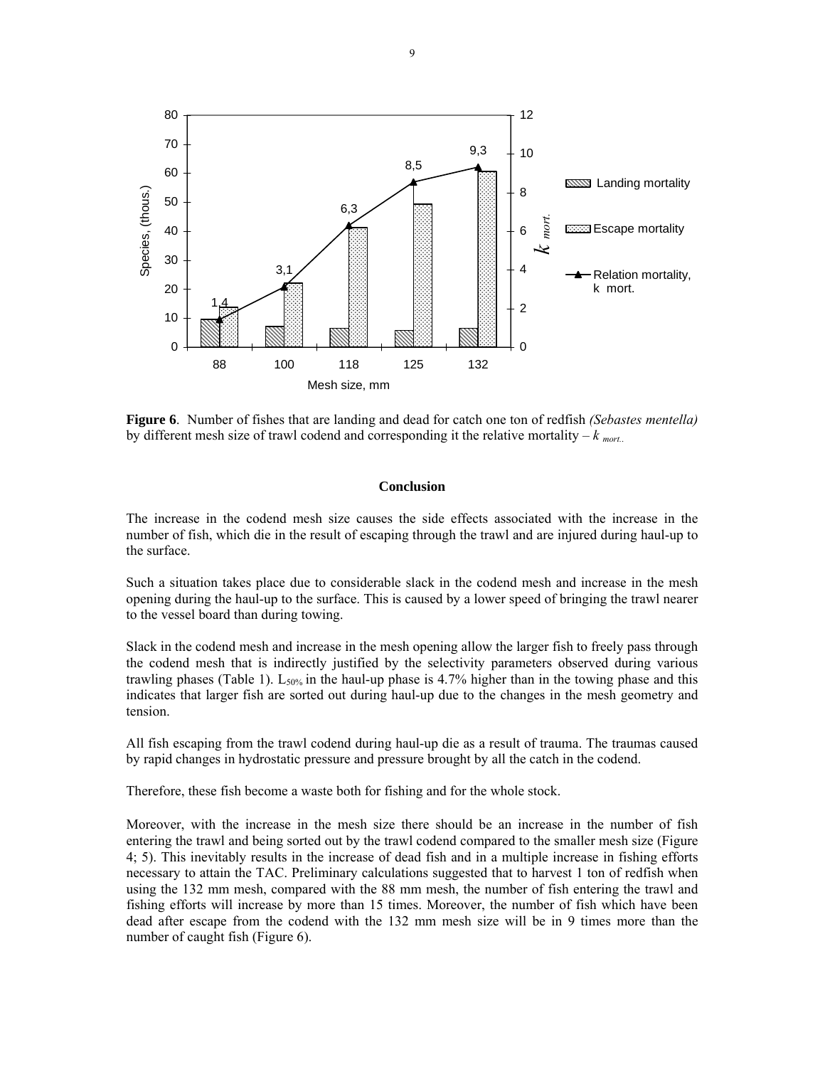**Figure 6**. Number of fishes that are landing and dead for catch one ton of redfish *(Sebastes mentella)* by different mesh size of trawl codend and corresponding it the relative mortality – $k_{mort.}$

## Conclusion

The increase in the codend mesh size causes the side effects associated with the increase in the number of fish, which die in the result of escaping through the trawl and are injured during haul-up to the surface.

Such a situation takes place due to considerable slack in the codend mesh and increase in the mesh opening during the haul-up to the surface. This is caused by a lower speed of bringing the trawl nearer to the vessel board than during towing.

Slack in the codend mesh and increase in the mesh opening allow the larger fish to freely pass through the codend mesh that is indirectly justified by the selectivity parameters observed during various trawling phases (Table 1). $L_{50\%}$ in the haul-up phase is 4.7% higher than in the towing phase and this indicates that larger fish are sorted out during haul-up due to the changes in the mesh geometry and tension.

All fish escaping from the trawl codend during haul-up die as a result of trauma. The traumas caused by rapid changes in hydrostatic pressure and pressure brought by all the catch in the codend.

Therefore, these fish become a waste both for fishing and for the whole stock.

Moreover, with the increase in the mesh size there should be an increase in the number of fish entering the trawl and being sorted out by the trawl codend compared to the smaller mesh size (Figure 4; 5). This inevitably results in the increase of dead fish and in a multiple increase in fishing efforts necessary to attain the TAC. Preliminary calculations suggested that to harvest 1 ton of redfish when using the 132 mm mesh, compared with the 88 mm mesh, the number of fish entering the trawl and fishing efforts will increase by more than 15 times. Moreover, the number of fish which have been dead after escape from the codend with the 132 mm mesh size will be in 9 times more than the number of caught fish (Figure 6).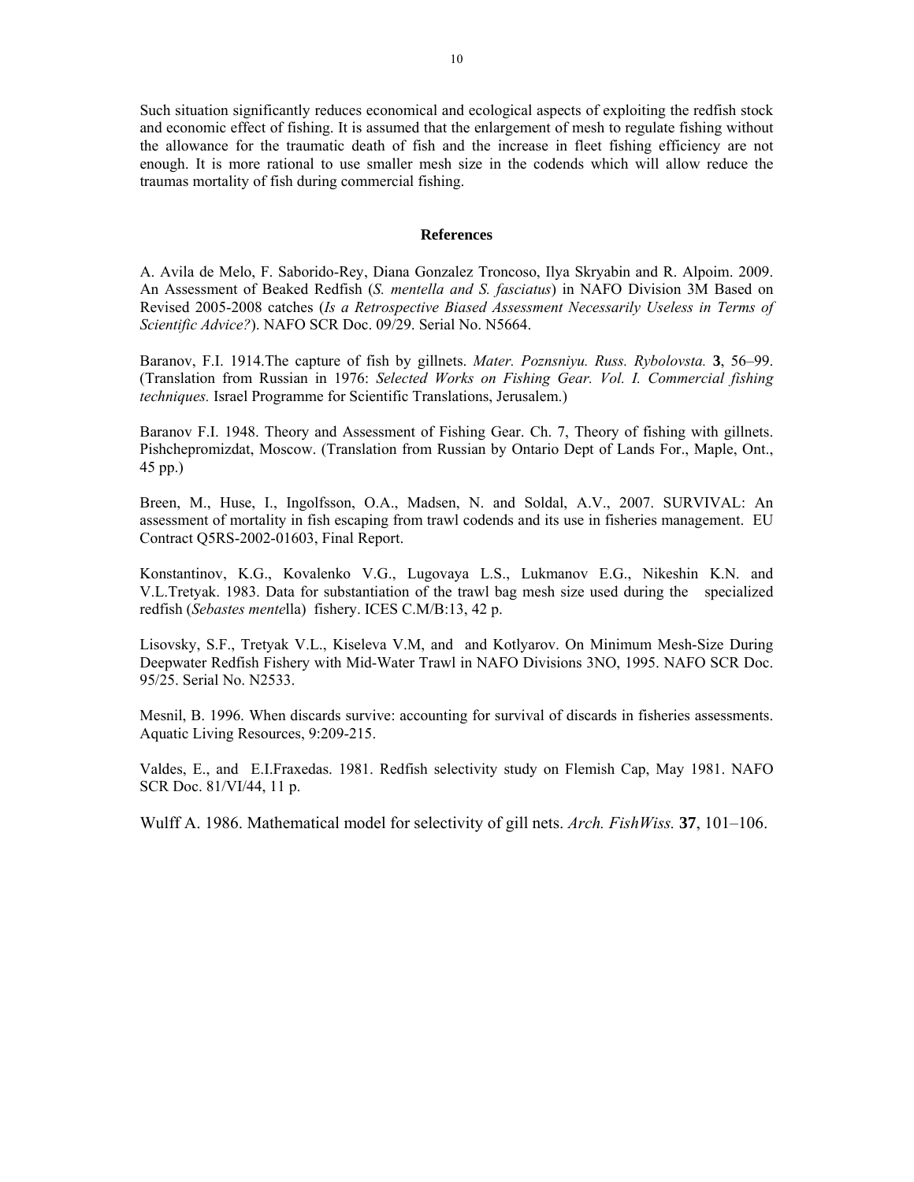Such situation significantly reduces economical and ecological aspects of exploiting the redfish stock and economic effect of fishing. It is assumed that the enlargement of mesh to regulate fishing without the allowance for the traumatic death of fish and the increase in fleet fishing efficiency are not enough. It is more rational to use smaller mesh size in the codends which will allow reduce the traumas mortality of fish during commercial fishing.

## References

A. Avila de Melo, F. Saborido-Rey, Diana Gonzalez Troncoso, Ilya Skryabin and R. Alpoim. 2009. An Assessment of Beaked Redfish (*S. mentella and S. fasciatus*) in NAFO Division 3M Based on Revised 2005-2008 catches (*Is a Retrospective Biased Assessment Necessarily Useless in Terms of Scientific Advice?*). NAFO SCR Doc. 09/29. Serial No. N5664.

Baranov, F.I. 1914.The capture of fish by gillnets. *Mater. Poznsniyu. Russ. Rybolovsta.* **3**, 56–99. (Translation from Russian in 1976: *Selected Works on Fishing Gear. Vol. I. Commercial fishing techniques.* Israel Programme for Scientific Translations, Jerusalem.)

Baranov F.I. 1948. Theory and Assessment of Fishing Gear. Ch. 7, Theory of fishing with gillnets. Pishchepromizdat, Moscow. (Translation from Russian by Ontario Dept of Lands For., Maple, Ont., 45 pp.)

Breen, M., Huse, I., Ingolfsson, O.A., Madsen, N. and Soldal, A.V., 2007. SURVIVAL: An assessment of mortality in fish escaping from trawl codends and its use in fisheries management. EU Contract Q5RS-2002-01603, Final Report.

Konstantinov, K.G., Kovalenko V.G., Lugovaya L.S., Lukmanov E.G., Nikeshin K.N. and V.L.Tretyak. 1983. Data for substantiation of the trawl bag mesh size used during the specialized redfish (*Sebastes mente*lla) fishery. ICES C.M/B:13, 42 p.

Lisovsky, S.F., Tretyak V.L., Kiseleva V.M, and and Kotlyarov. On Minimum Mesh-Size During Deepwater Redfish Fishery with Mid-Water Trawl in NAFO Divisions 3NO, 1995. NAFO SCR Doc. 95/25. Serial No. N2533.

Mesnil, B. 1996. When discards survive: accounting for survival of discards in fisheries assessments. Aquatic Living Resources, 9:209-215.

Valdes, E., and E.I.Fraxedas. 1981. Redfish selectivity study on Flemish Cap, May 1981. NAFO SCR Doc. 81/VI/44, 11 p.

Wulff A. 1986. Mathematical model for selectivity of gill nets. *Arch. FishWiss.* **37**, 101–106.